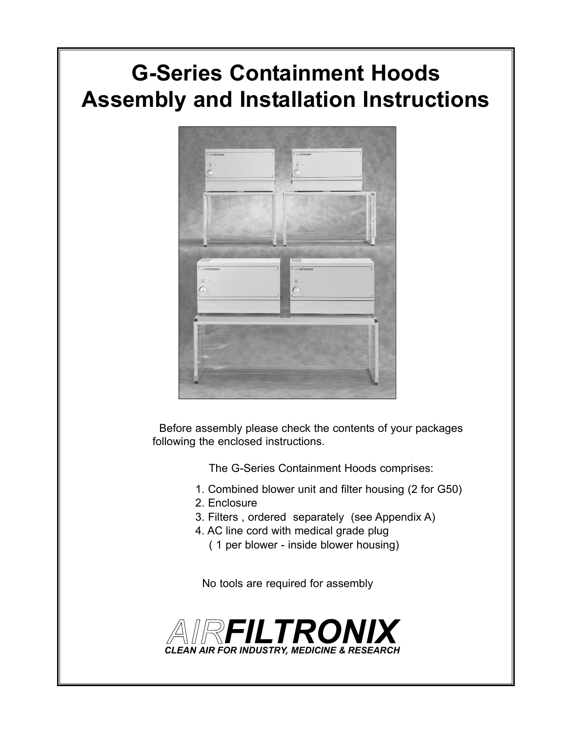# G-Series Containment Hoods Assembly and Installation Instructions

Before assembly please check the contents of your packages following the enclosed instructions.

The G-Series Containment Hoods comprises:

1. Combined blower unit and filter housing (2 for G50)
2. Enclosure
3. Filters , ordered separately (see Appendix A)
4. AC line cord with medical grade plug
   ( 1 per blower - inside blower housing)

No tools are required for assembly

**AIRFILTRONIX**

***CLEAN AIR FOR INDUSTRY, MEDICINE & RESEARCH***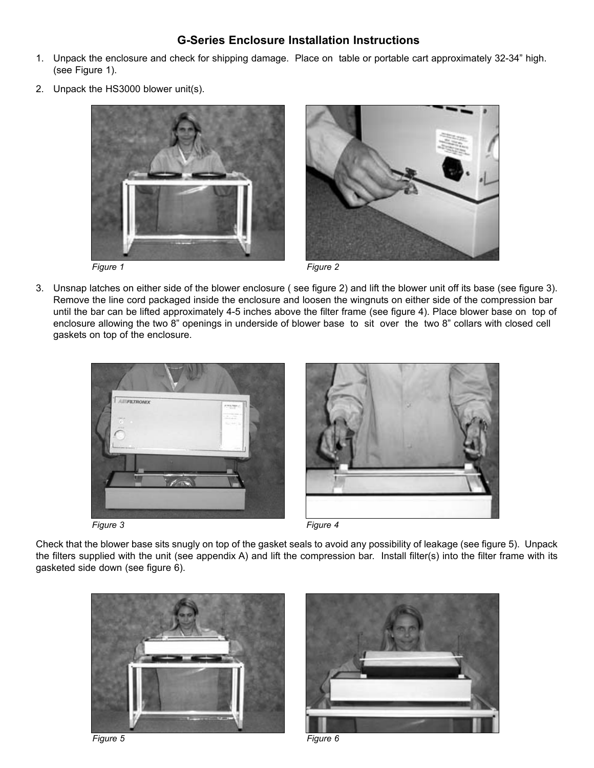## G-Series Enclosure Installation Instructions

1. Unpack the enclosure and check for shipping damage. Place on table or portable cart approximately 32-34" high. (see Figure 1).
2. Unpack the HS3000 blower unit(s).

*Figure 1*

*Figure 2*

3. Unsnap latches on either side of the blower enclosure ( see figure 2) and lift the blower unit off its base (see figure 3). Remove the line cord packaged inside the enclosure and loosen the wingnuts on either side of the compression bar until the bar can be lifted approximately 4-5 inches above the filter frame (see figure 4). Place blower base on top of enclosure allowing the two 8" openings in underside of blower base to sit over the two 8" collars with closed cell gaskets on top of the enclosure.

*Figure 3*

*Figure 4*

Check that the blower base sits snugly on top of the gasket seals to avoid any possibility of leakage (see figure 5). Unpack the filters supplied with the unit (see appendix A) and lift the compression bar. Install filter(s) into the filter frame with its gasketed side down (see figure 6).

*Figure 5*

*Figure 6*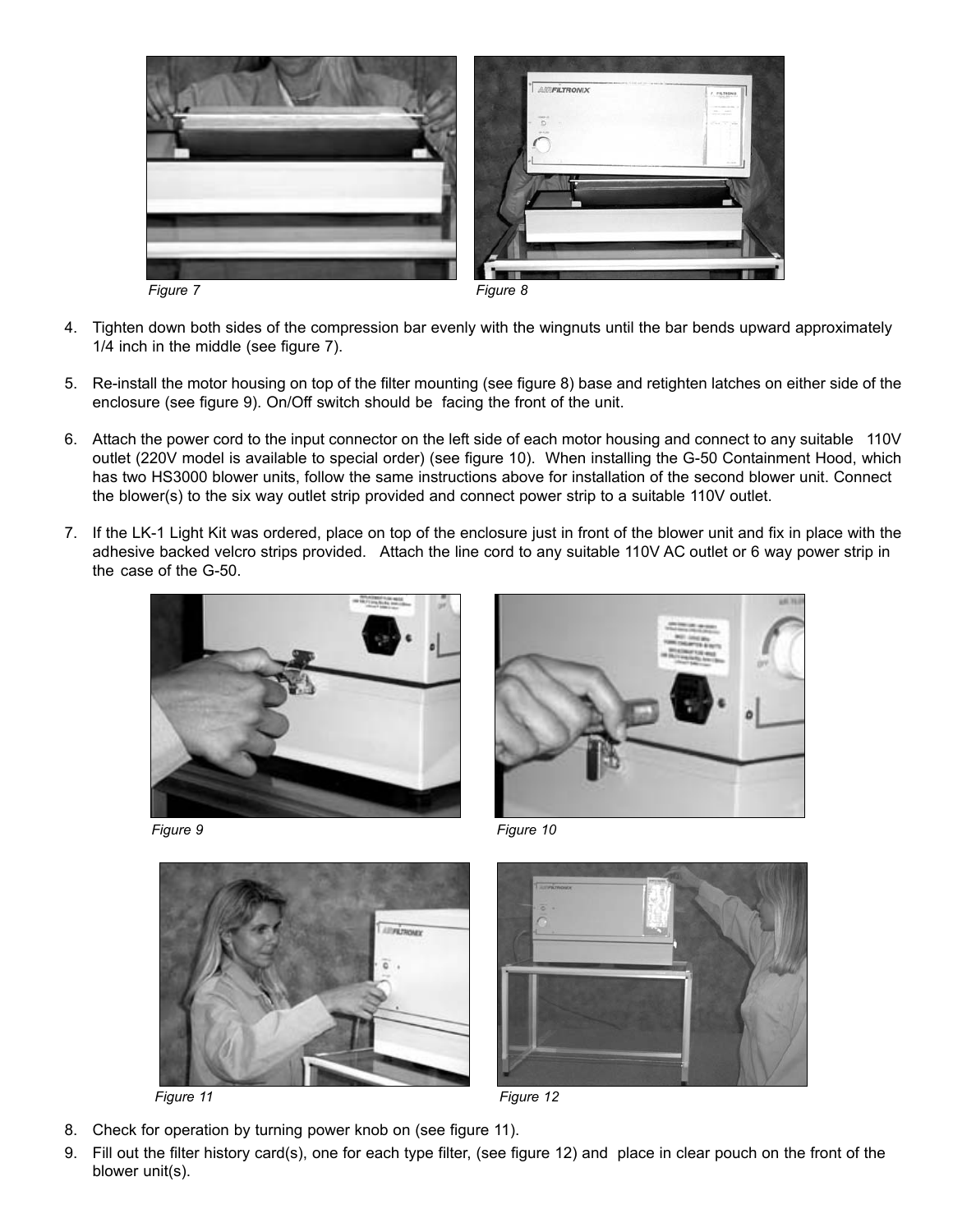Figure 7

Figure 8

4. Tighten down both sides of the compression bar evenly with the wingnuts until the bar bends upward approximately 1/4 inch in the middle (see figure 7).

5. Re-install the motor housing on top of the filter mounting (see figure 8) base and retighten latches on either side of the enclosure (see figure 9). On/Off switch should be facing the front of the unit.

6. Attach the power cord to the input connector on the left side of each motor housing and connect to any suitable 110V outlet (220V model is available to special order) (see figure 10). When installing the G-50 Containment Hood, which has two HS3000 blower units, follow the same instructions above for installation of the second blower unit. Connect the blower(s) to the six way outlet strip provided and connect power strip to a suitable 110V outlet.

7. If the LK-1 Light Kit was ordered, place on top of the enclosure just in front of the blower unit and fix in place with the adhesive backed velcro strips provided. Attach the line cord to any suitable 110V AC outlet or 6 way power strip in the case of the G-50.

Figure 9

Figure 10

Figure 11

Figure 12

8. Check for operation by turning power knob on (see figure 11).
9. Fill out the filter history card(s), one for each type filter, (see figure 12) and place in clear pouch on the front of the blower unit(s).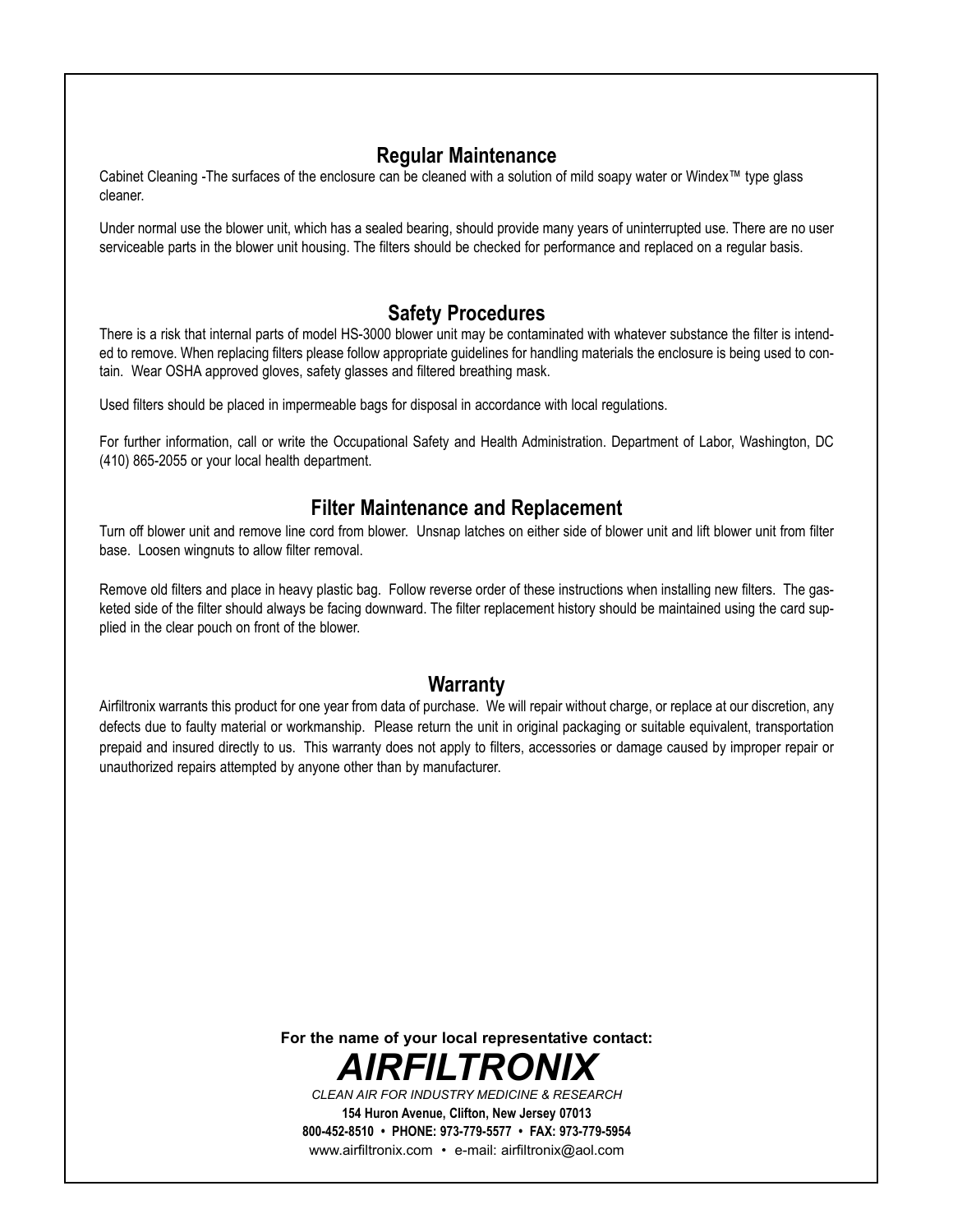## Regular Maintenance

Cabinet Cleaning -The surfaces of the enclosure can be cleaned with a solution of mild soapy water or Windex™ type glass cleaner.

Under normal use the blower unit, which has a sealed bearing, should provide many years of uninterrupted use. There are no user serviceable parts in the blower unit housing. The filters should be checked for performance and replaced on a regular basis.

## Safety Procedures

There is a risk that internal parts of model HS-3000 blower unit may be contaminated with whatever substance the filter is intended to remove. When replacing filters please follow appropriate guidelines for handling materials the enclosure is being used to contain. Wear OSHA approved gloves, safety glasses and filtered breathing mask.

Used filters should be placed in impermeable bags for disposal in accordance with local regulations.

For further information, call or write the Occupational Safety and Health Administration. Department of Labor, Washington, DC (410) 865-2055 or your local health department.

## Filter Maintenance and Replacement

Turn off blower unit and remove line cord from blower. Unsnap latches on either side of blower unit and lift blower unit from filter base. Loosen wingnuts to allow filter removal.

Remove old filters and place in heavy plastic bag. Follow reverse order of these instructions when installing new filters. The gasketed side of the filter should always be facing downward. The filter replacement history should be maintained using the card supplied in the clear pouch on front of the blower.

## Warranty

Airfiltronix warrants this product for one year from data of purchase. We will repair without charge, or replace at our discretion, any defects due to faulty material or workmanship. Please return the unit in original packaging or suitable equivalent, transportation prepaid and insured directly to us. This warranty does not apply to filters, accessories or damage caused by improper repair or unauthorized repairs attempted by anyone other than by manufacturer.

**For the name of your local representative contact:**

***AIRFILTRONIX***

*CLEAN AIR FOR INDUSTRY MEDICINE & RESEARCH*

**154 Huron Avenue, Clifton, New Jersey 07013**

**800-452-8510 • PHONE: 973-779-5577 • FAX: 973-779-5954**

www.airfiltronix.com • e-mail: airfiltronix@aol.com